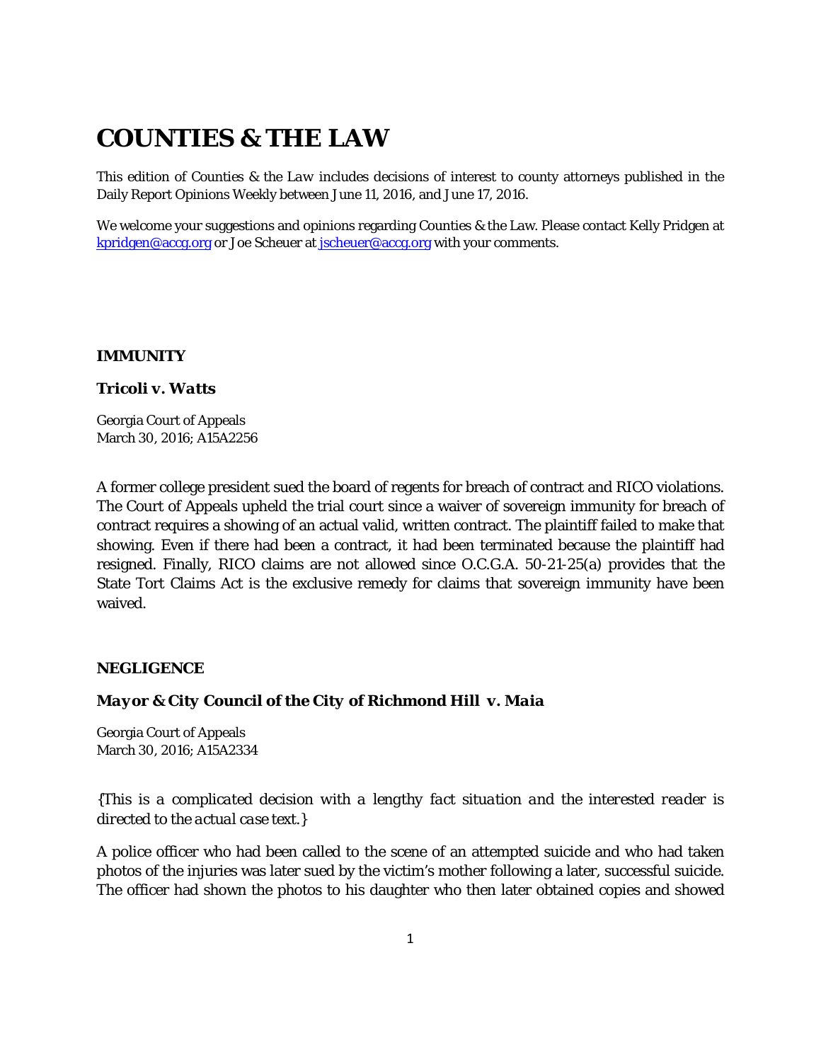# COUNTIES & THE LAW

This edition of *Counties & the Law* includes decisions of interest to county attorneys published in the Daily Report Opinions Weekly between June 11, 2016, and June 17, 2016.

We welcome your suggestions and opinions regarding Counties & the Law. Please contact Kelly Pridgen at kpridgen@accg.org or Joe Scheuer at jscheuer@accg.org with your comments.

## IMMUNITY

### *Tricoli v. Watts*

Georgia Court of Appeals
March 30, 2016; A15A2256

A former college president sued the board of regents for breach of contract and RICO violations. The Court of Appeals upheld the trial court since a waiver of sovereign immunity for breach of contract requires a showing of an actual valid, written contract. The plaintiff failed to make that showing. Even if there had been a contract, it had been terminated because the plaintiff had resigned. Finally, RICO claims are not allowed since O.C.G.A. 50-21-25(a) provides that the State Tort Claims Act is the exclusive remedy for claims that sovereign immunity have been waived.

## NEGLIGENCE

### *Mayor & City Council of the City of Richmond Hill v. Maia*

Georgia Court of Appeals
March 30, 2016; A15A2334

*{This is a complicated decision with a lengthy fact situation and the interested reader is directed to the actual case text.}*

A police officer who had been called to the scene of an attempted suicide and who had taken photos of the injuries was later sued by the victim's mother following a later, successful suicide. The officer had shown the photos to his daughter who then later obtained copies and showed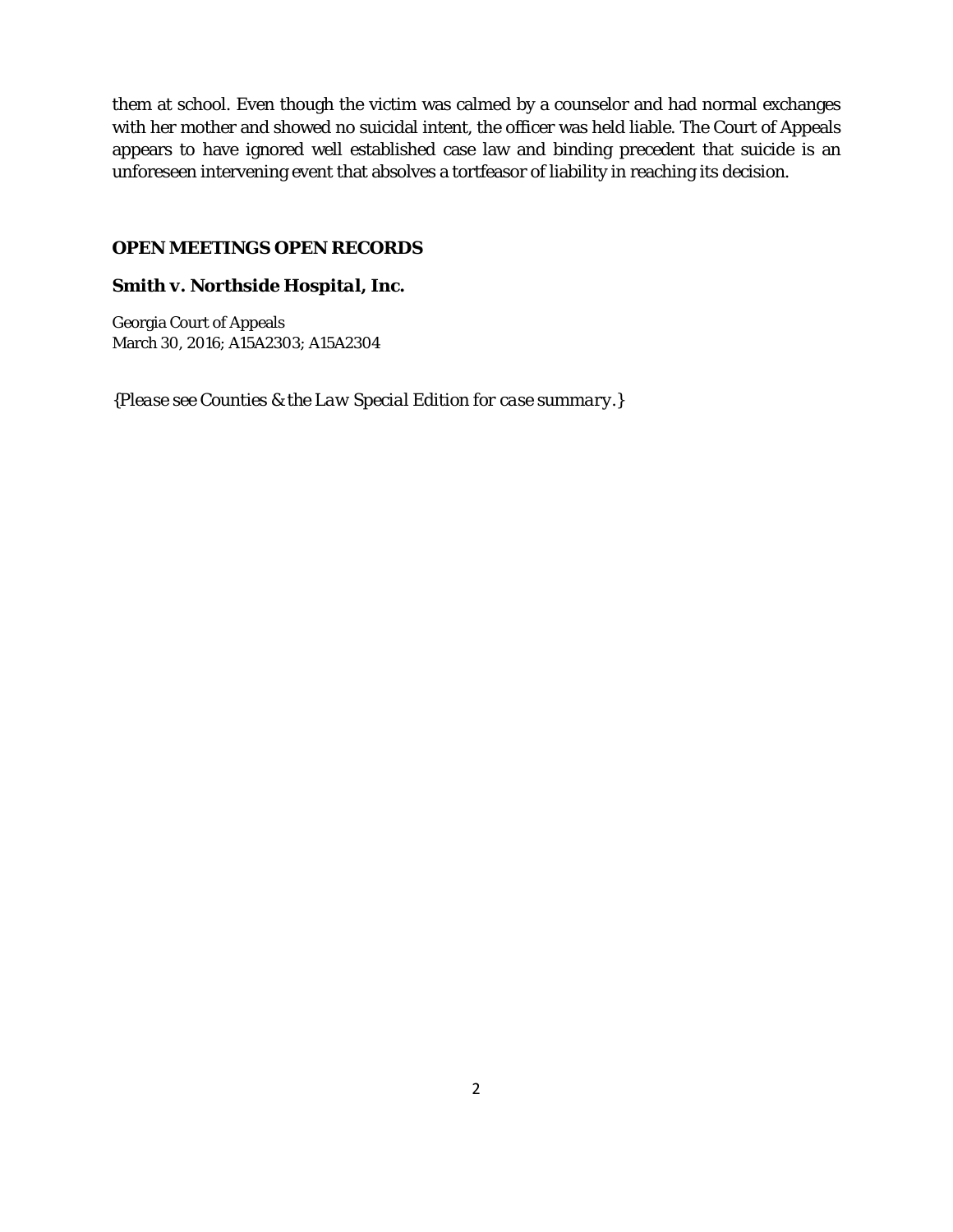them at school. Even though the victim was calmed by a counselor and had normal exchanges with her mother and showed no suicidal intent, the officer was held liable. The Court of Appeals appears to have ignored well established case law and binding precedent that suicide is an unforeseen intervening event that absolves a tortfeasor of liability in reaching its decision.

## OPEN MEETINGS OPEN RECORDS

### *Smith v. Northside Hospital, Inc.*

Georgia Court of Appeals
March 30, 2016; A15A2303; A15A2304

*{Please see Counties & the Law Special Edition for case summary.}*